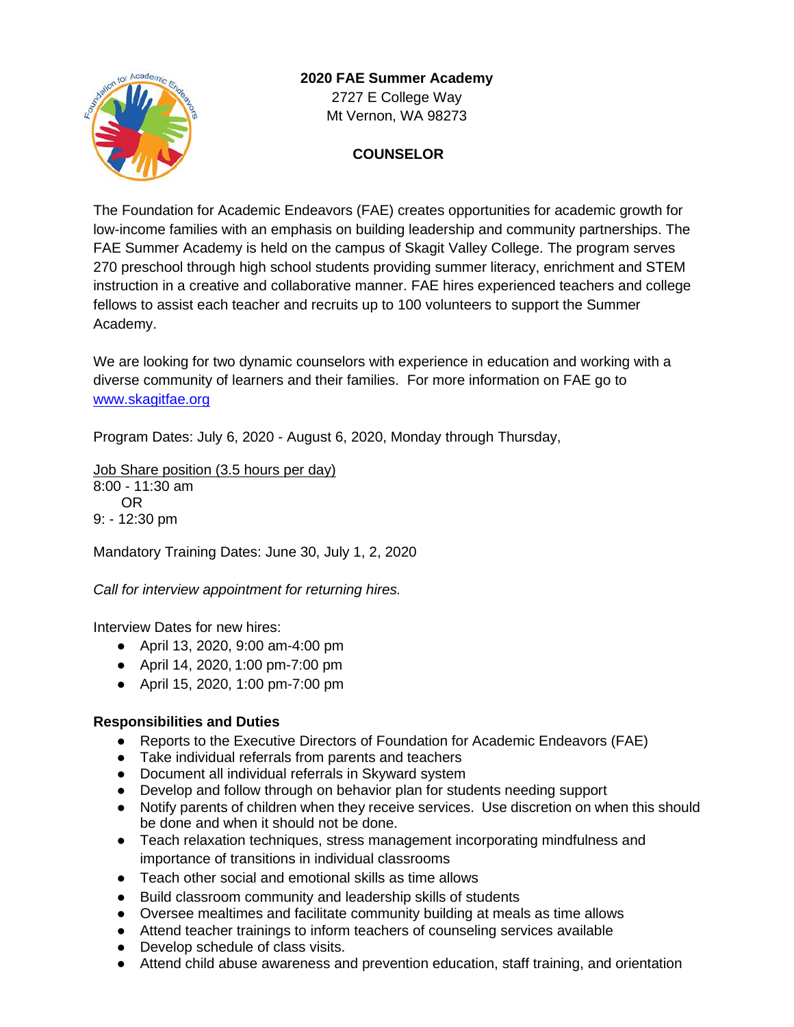**2020 FAE Summer Academy**
2727 E College Way
Mt Vernon, WA 98273

**COUNSELOR**

The Foundation for Academic Endeavors (FAE) creates opportunities for academic growth for low-income families with an emphasis on building leadership and community partnerships. The FAE Summer Academy is held on the campus of Skagit Valley College. The program serves 270 preschool through high school students providing summer literacy, enrichment and STEM instruction in a creative and collaborative manner. FAE hires experienced teachers and college fellows to assist each teacher and recruits up to 100 volunteers to support the Summer Academy.

We are looking for two dynamic counselors with experience in education and working with a diverse community of learners and their families. For more information on FAE go to [www.skagitfae.org](http://www.skagitfae.org)

Program Dates: July 6, 2020 - August 6, 2020, Monday through Thursday,

<u>Job Share position (3.5 hours per day)</u>
8:00 - 11:30 am
OR
9: - 12:30 pm

Mandatory Training Dates: June 30, July 1, 2, 2020

*Call for interview appointment for returning hires.*

Interview Dates for new hires:

- April 13, 2020, 9:00 am-4:00 pm
- April 14, 2020, 1:00 pm-7:00 pm
- April 15, 2020, 1:00 pm-7:00 pm

**Responsibilities and Duties**

- Reports to the Executive Directors of Foundation for Academic Endeavors (FAE)
- Take individual referrals from parents and teachers
- Document all individual referrals in Skyward system
- Develop and follow through on behavior plan for students needing support
- Notify parents of children when they receive services. Use discretion on when this should be done and when it should not be done.
- Teach relaxation techniques, stress management incorporating mindfulness and importance of transitions in individual classrooms
- Teach other social and emotional skills as time allows
- Build classroom community and leadership skills of students
- Oversee mealtimes and facilitate community building at meals as time allows
- Attend teacher trainings to inform teachers of counseling services available
- Develop schedule of class visits.
- Attend child abuse awareness and prevention education, staff training, and orientation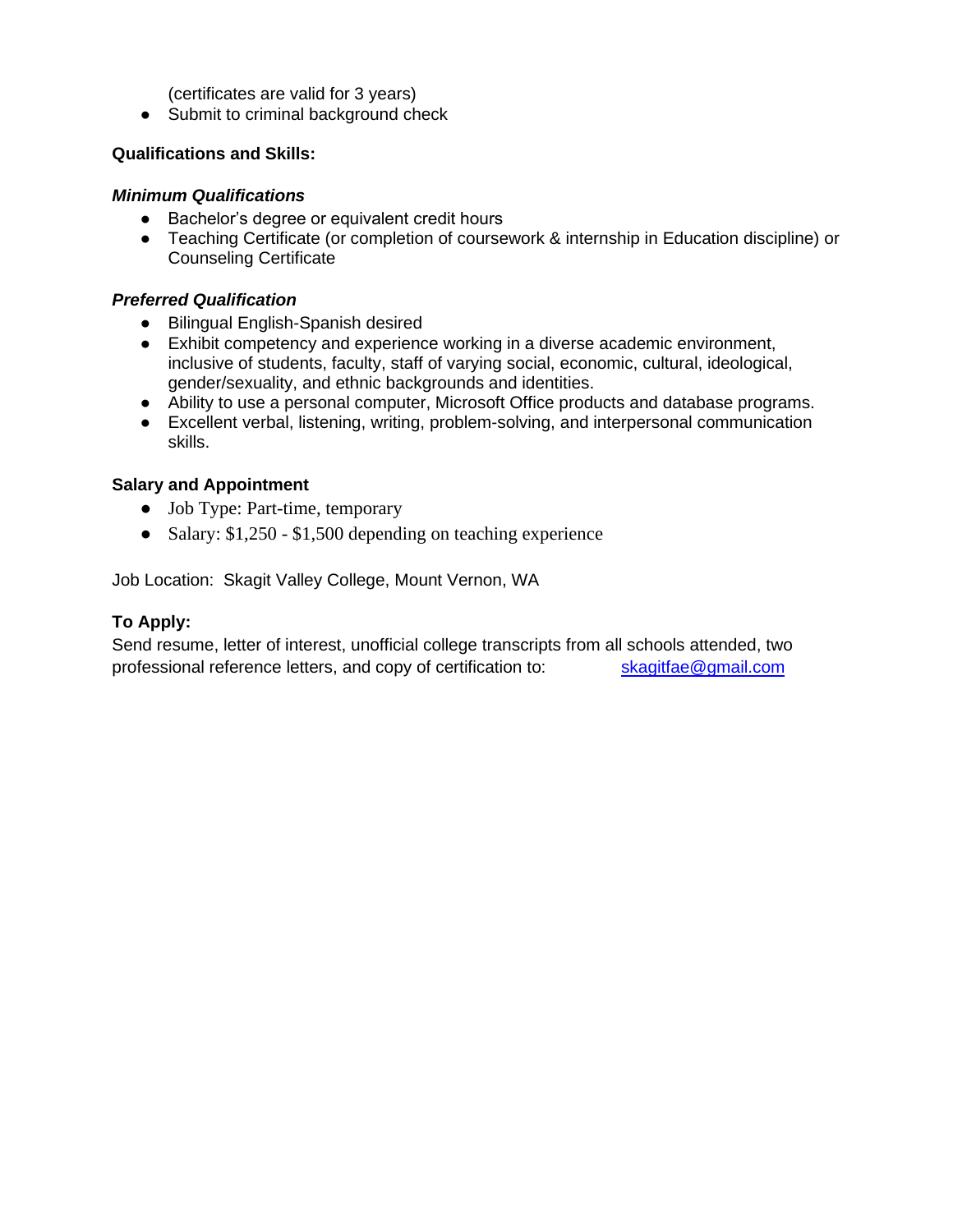(certificates are valid for 3 years)
- Submit to criminal background check

**Qualifications and Skills:**

***Minimum Qualifications***

- Bachelor's degree or equivalent credit hours
- Teaching Certificate (or completion of coursework & internship in Education discipline) or Counseling Certificate

***Preferred Qualification***

- Bilingual English-Spanish desired
- Exhibit competency and experience working in a diverse academic environment, inclusive of students, faculty, staff of varying social, economic, cultural, ideological, gender/sexuality, and ethnic backgrounds and identities.
- Ability to use a personal computer, Microsoft Office products and database programs.
- Excellent verbal, listening, writing, problem-solving, and interpersonal communication skills.

**Salary and Appointment**

- Job Type: Part-time, temporary
- Salary: $1,250 - $1,500 depending on teaching experience

Job Location: Skagit Valley College, Mount Vernon, WA

**To Apply:**

Send resume, letter of interest, unofficial college transcripts from all schools attended, two professional reference letters, and copy of certification to: skagitfae@gmail.com